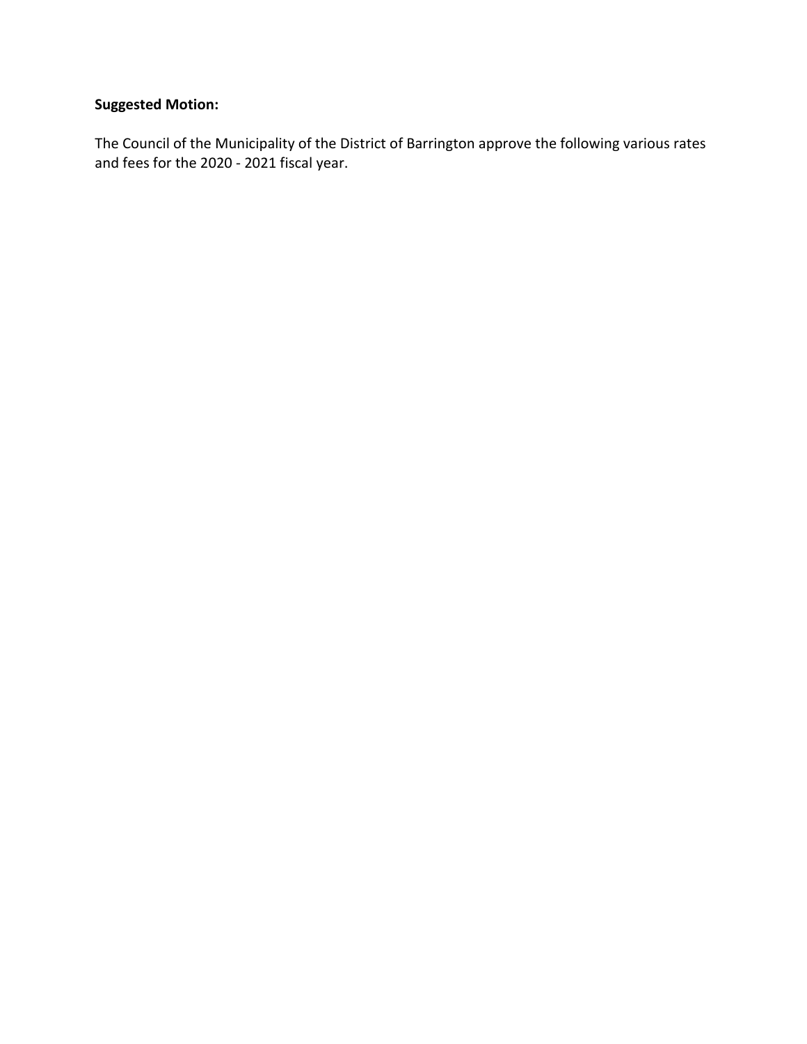**Suggested Motion:**

The Council of the Municipality of the District of Barrington approve the following various rates and fees for the 2020 - 2021 fiscal year.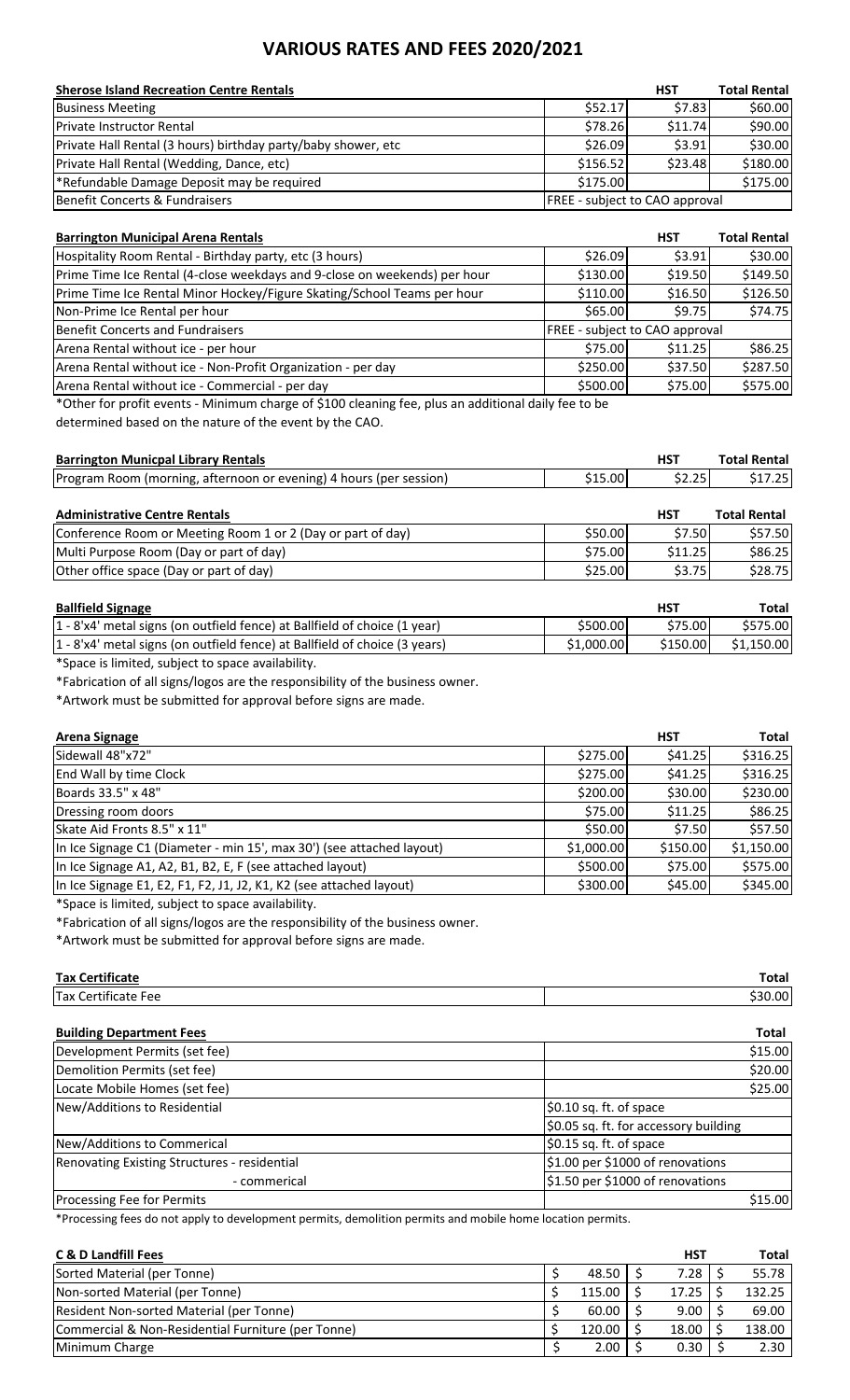# VARIOUS RATES AND FEES 2020/2021

| Sherose Island Recreation Centre Rentals | | HST | Total Rental |
|---|---|---|---|
| Business Meeting | $52.17 | $7.83 | $60.00 |
| Private Instructor Rental | $78.26 | $11.74 | $90.00 |
| Private Hall Rental (3 hours) birthday party/baby shower, etc | $26.09 | $3.91 | $30.00 |
| Private Hall Rental (Wedding, Dance, etc) | $156.52 | $23.48 | $180.00 |
| *Refundable Damage Deposit may be required | $175.00 | | $175.00 |
| Benefit Concerts & Fundraisers | FREE - subject to CAO approval | | |

| Barrington Municipal Arena Rentals | | HST | Total Rental |
|---|---|---|---|
| Hospitality Room Rental - Birthday party, etc (3 hours) | $26.09 | $3.91 | $30.00 |
| Prime Time Ice Rental (4-close weekdays and 9-close on weekends) per hour | $130.00 | $19.50 | $149.50 |
| Prime Time Ice Rental Minor Hockey/Figure Skating/School Teams per hour | $110.00 | $16.50 | $126.50 |
| Non-Prime Ice Rental per hour | $65.00 | $9.75 | $74.75 |
| Benefit Concerts and Fundraisers | FREE - subject to CAO approval | | |
| Arena Rental without ice - per hour | $75.00 | $11.25 | $86.25 |
| Arena Rental without ice - Non-Profit Organization - per day | $250.00 | $37.50 | $287.50 |
| Arena Rental without ice - Commercial - per day | $500.00 | $75.00 | $575.00 |

*Other for profit events - Minimum charge of $100 cleaning fee, plus an additional daily fee to be determined based on the nature of the event by the CAO.

| Barrington Municpal Library Rentals | | HST | Total Rental |
|---|---|---|---|
| Program Room (morning, afternoon or evening) 4 hours (per session) | $15.00 | $2.25 | $17.25 |

| Administrative Centre Rentals | | HST | Total Rental |
|---|---|---|---|
| Conference Room or Meeting Room 1 or 2 (Day or part of day) | $50.00 | $7.50 | $57.50 |
| Multi Purpose Room (Day or part of day) | $75.00 | $11.25 | $86.25 |
| Other office space (Day or part of day) | $25.00 | $3.75 | $28.75 |

| Ballfield Signage | | HST | Total |
|---|---|---|---|
| 1 - 8'x4' metal signs (on outfield fence) at Ballfield of choice (1 year) | $500.00 | $75.00 | $575.00 |
| 1 - 8'x4' metal signs (on outfield fence) at Ballfield of choice (3 years) | $1,000.00 | $150.00 | $1,150.00 |

*Space is limited, subject to space availability.

*Fabrication of all signs/logos are the responsibility of the business owner.

*Artwork must be submitted for approval before signs are made.

| Arena Signage | | HST | Total |
|---|---|---|---|
| Sidewall 48"x72" | $275.00 | $41.25 | $316.25 |
| End Wall by time Clock | $275.00 | $41.25 | $316.25 |
| Boards 33.5" x 48" | $200.00 | $30.00 | $230.00 |
| Dressing room doors | $75.00 | $11.25 | $86.25 |
| Skate Aid Fronts 8.5" x 11" | $50.00 | $7.50 | $57.50 |
| In Ice Signage C1 (Diameter - min 15', max 30') (see attached layout) | $1,000.00 | $150.00 | $1,150.00 |
| In Ice Signage A1, A2, B1, B2, E, F (see attached layout) | $500.00 | $75.00 | $575.00 |
| In Ice Signage E1, E2, F1, F2, J1, J2, K1, K2 (see attached layout) | $300.00 | $45.00 | $345.00 |

*Space is limited, subject to space availability.

*Fabrication of all signs/logos are the responsibility of the business owner.

*Artwork must be submitted for approval before signs are made.

| Tax Certificate | Total |
|---|---|
| Tax Certificate Fee | $30.00 |

| Building Department Fees | Total |
|---|---|
| Development Permits (set fee) | $15.00 |
| Demolition Permits (set fee) | $20.00 |
| Locate Mobile Homes (set fee) | $25.00 |
| New/Additions to Residential | $0.10 sq. ft. of space |
| | $0.05 sq. ft. for accessory building |
| New/Additions to Commerical | $0.15 sq. ft. of space |
| Renovating Existing Structures - residential | $1.00 per $1000 of renovations |
| - commerical | $1.50 per $1000 of renovations |
| Processing Fee for Permits | $15.00 |

*Processing fees do not apply to development permits, demolition permits and mobile home location permits.

| C & D Landfill Fees | | HST | Total |
|---|---|---|---|
| Sorted Material (per Tonne) | $ 48.50 | $ 7.28 | $ 55.78 |
| Non-sorted Material (per Tonne) | $ 115.00 | $ 17.25 | $ 132.25 |
| Resident Non-sorted Material (per Tonne) | $ 60.00 | $ 9.00 | $ 69.00 |
| Commercial & Non-Residential Furniture (per Tonne) | $ 120.00 | $ 18.00 | $ 138.00 |
| Minimum Charge | $ 2.00 | $ 0.30 | $ 2.30 |